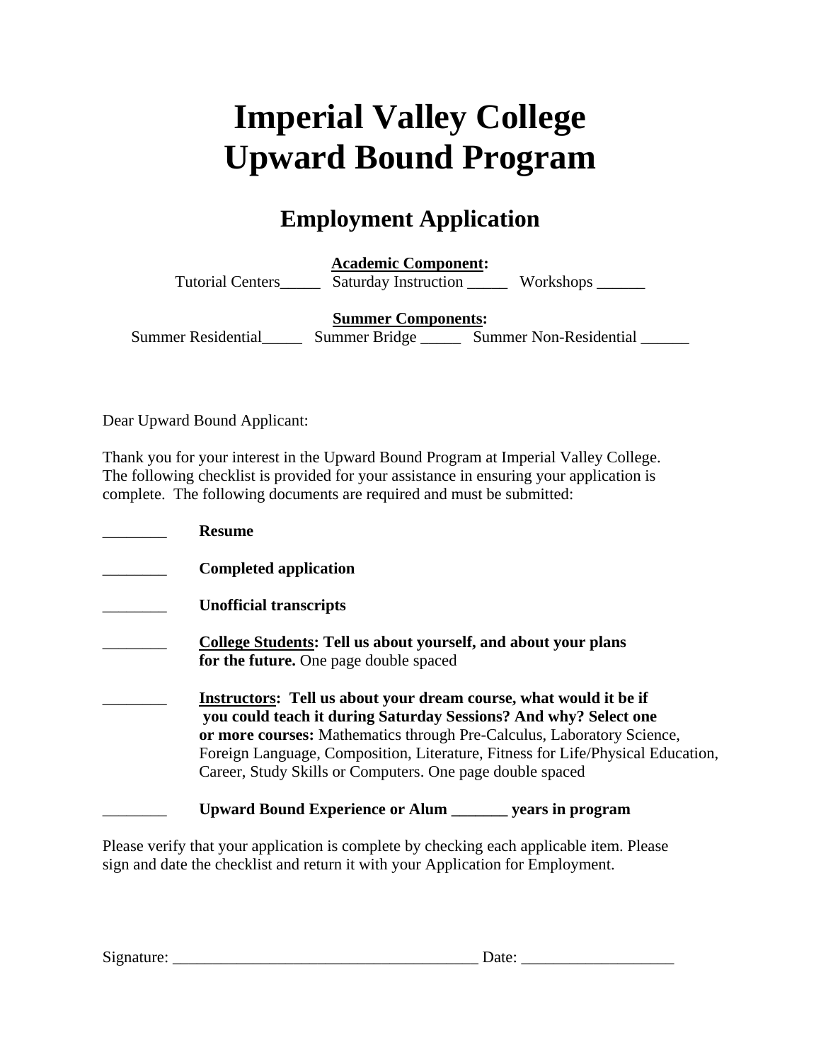# Imperial Valley College
# Upward Bound Program

## Employment Application

**Academic Component:**

Tutorial Centers_____ Saturday Instruction _____ Workshops ______

**Summer Components:**

Summer Residential_____ Summer Bridge _____ Summer Non-Residential ______

Dear Upward Bound Applicant:

Thank you for your interest in the Upward Bound Program at Imperial Valley College. The following checklist is provided for your assistance in ensuring your application is complete. The following documents are required and must be submitted:

________ **Resume**

________ **Completed application**

________ **Unofficial transcripts**

________ **College Students: Tell us about yourself, and about your plans for the future.** One page double spaced

________ **Instructors: Tell us about your dream course, what would it be if you could teach it during Saturday Sessions? And why? Select one or more courses:** Mathematics through Pre-Calculus, Laboratory Science, Foreign Language, Composition, Literature, Fitness for Life/Physical Education, Career, Study Skills or Computers. One page double spaced

________ **Upward Bound Experience or Alum _______ years in program**

Please verify that your application is complete by checking each applicable item. Please sign and date the checklist and return it with your Application for Employment.

Signature: ______________________________________ Date: ___________________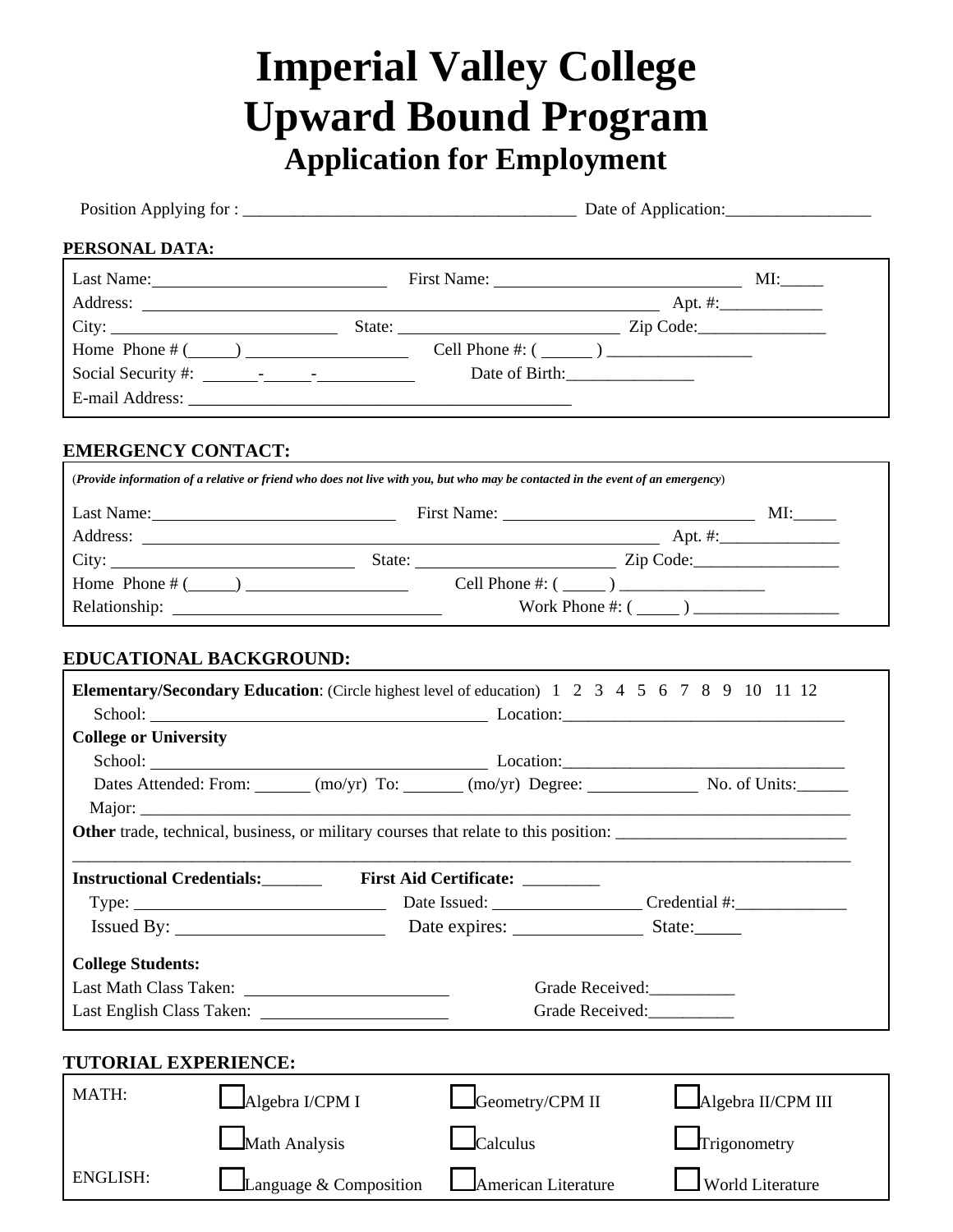# Imperial Valley College
# Upward Bound Program
## Application for Employment

Position Applying for : _______________________________________ Date of Application:_________________

**PERSONAL DATA:**

Last Name:___________________________ First Name: ______________________________ MI:_____
Address: ____________________________________________________________ Apt. #:____________
City: ___________________________ State: ___________________________ Zip Code:_______________
Home Phone # (_____) __________________ Cell Phone #: ( _____ ) _________________
Social Security #: ______-_____-___________ Date of Birth:_______________
E-mail Address: ______________________________________________

**EMERGENCY CONTACT:**

(***Provide information of a relative or friend who does not live with you, but who may be contacted in the event of an emergency***)

Last Name:____________________________ First Name: ______________________________ MI:_____
Address: ____________________________________________________________ Apt. #:______________
City: _____________________________ State: ________________________ Zip Code:_________________
Home Phone # (_____) __________________ Cell Phone #: ( _____ ) _________________
Relationship: ______________________________ Work Phone #: ( _____ ) _________________

**EDUCATIONAL BACKGROUND:**

**Elementary/Secondary Education**: (Circle highest level of education) 1 2 3 4 5 6 7 8 9 10 11 12
School: _______________________________________ Location:_________________________________

**College or University**
School: _______________________________________ Location:_________________________________
Dates Attended: From: ______ (mo/yr) To: _______ (mo/yr) Degree: ____________ No. of Units:______
Major: __________________________________________________________________________________

**Other** trade, technical, business, or military courses that relate to this position: ___________________________
_____________________________________________________________________________________________

**Instructional Credentials:**_______ **First Aid Certificate:** _________
Type: ______________________________ Date Issued: _________________ Credential #:_____________
Issued By: _______________________ Date expires: ______________ State:_____

**College Students:**
Last Math Class Taken: _______________________ Grade Received:__________
Last English Class Taken: _____________________ Grade Received:__________

**TUTORIAL EXPERIENCE:**

| | | | |
|---|---|---|---|
| MATH: | ☐ Algebra I/CPM I | ☐ Geometry/CPM II | ☐ Algebra II/CPM III |
| | ☐ Math Analysis | ☐ Calculus | ☐ Trigonometry |
| ENGLISH: | ☐ Language & Composition | ☐ American Literature | ☐ World Literature |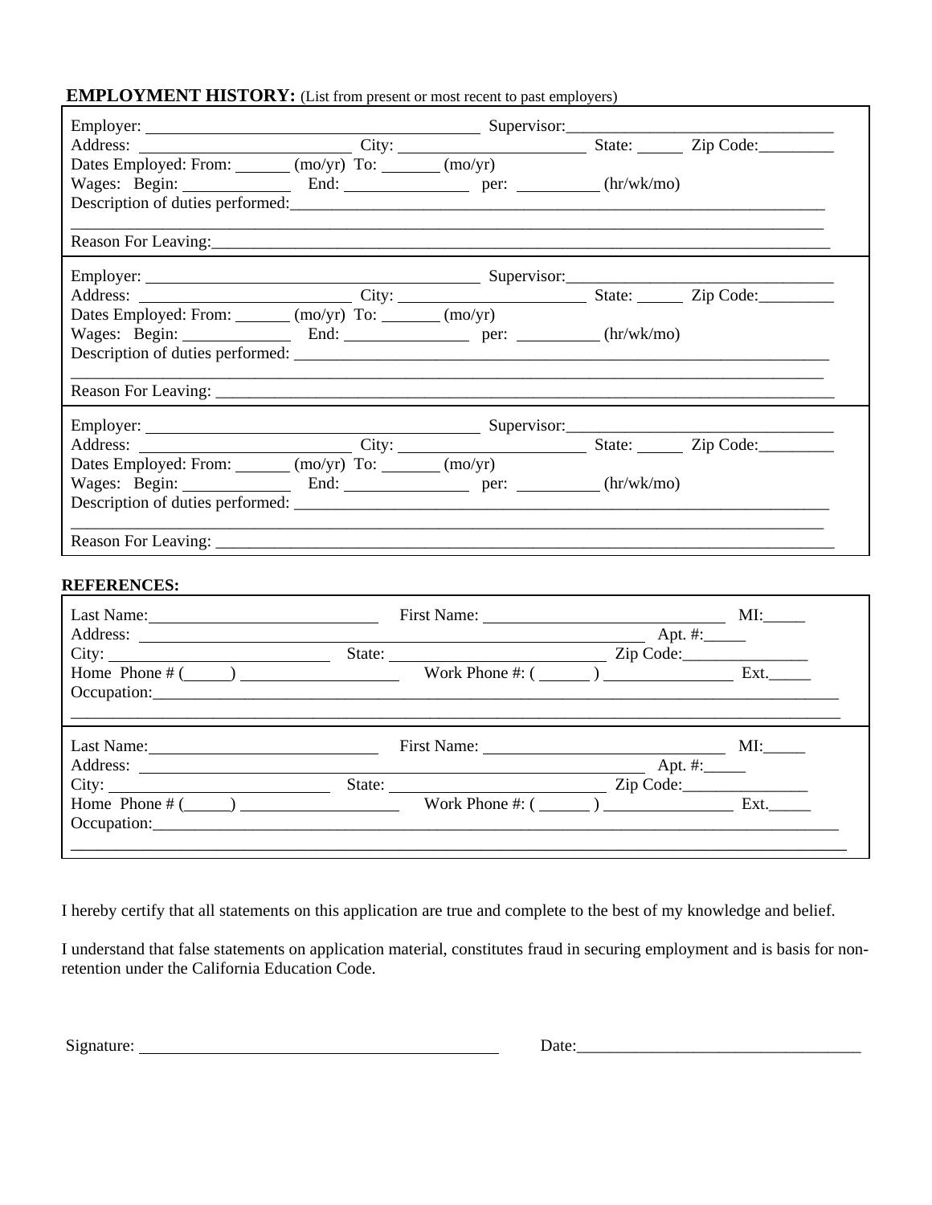**EMPLOYMENT HISTORY:** (List from present or most recent to past employers)

Employer: ________________________ Supervisor: ________________________
Address: ________________________ City: ________________________ State: ______ Zip Code: _________
Dates Employed: From: _______ (mo/yr) To: _______ (mo/yr)
Wages: Begin: _____________ End: ________________ per: __________ (hr/wk/mo)
Description of duties performed: ________________________________________________
________________________________________________________________________________
Reason For Leaving: ________________________________________________________________

Employer: ________________________ Supervisor: ________________________
Address: ________________________ City: ________________________ State: ______ Zip Code: _________
Dates Employed: From: _______ (mo/yr) To: _______ (mo/yr)
Wages: Begin: _____________ End: ________________ per: __________ (hr/wk/mo)
Description of duties performed: ________________________________________________
________________________________________________________________________________
Reason For Leaving: ________________________________________________________________

Employer: ________________________ Supervisor: ________________________
Address: ________________________ City: ________________________ State: ______ Zip Code: _________
Dates Employed: From: _______ (mo/yr) To: _______ (mo/yr)
Wages: Begin: _____________ End: ________________ per: __________ (hr/wk/mo)
Description of duties performed: ________________________________________________
________________________________________________________________________________
Reason For Leaving: ________________________________________________________________

**REFERENCES:**

Last Name: ________________________ First Name: ________________________ MI: _____
Address: ________________________________________________ Apt. #: _____
City: ________________________ State: ________________________ Zip Code: _______________
Home Phone # (_____) ___________________ Work Phone #: ( ______ ) ________________ Ext. _____
Occupation: ________________________________________________________________________
________________________________________________________________________________

Last Name: ________________________ First Name: ________________________ MI: _____
Address: ________________________________________________ Apt. #: _____
City: ________________________ State: ________________________ Zip Code: _______________
Home Phone # (_____) ___________________ Work Phone #: ( ______ ) ________________ Ext. _____
Occupation: ________________________________________________________________________
________________________________________________________________________________

I hereby certify that all statements on this application are true and complete to the best of my knowledge and belief.

I understand that false statements on application material, constitutes fraud in securing employment and is basis for non-retention under the California Education Code.

Signature: ________________________________________ Date: __________________________________